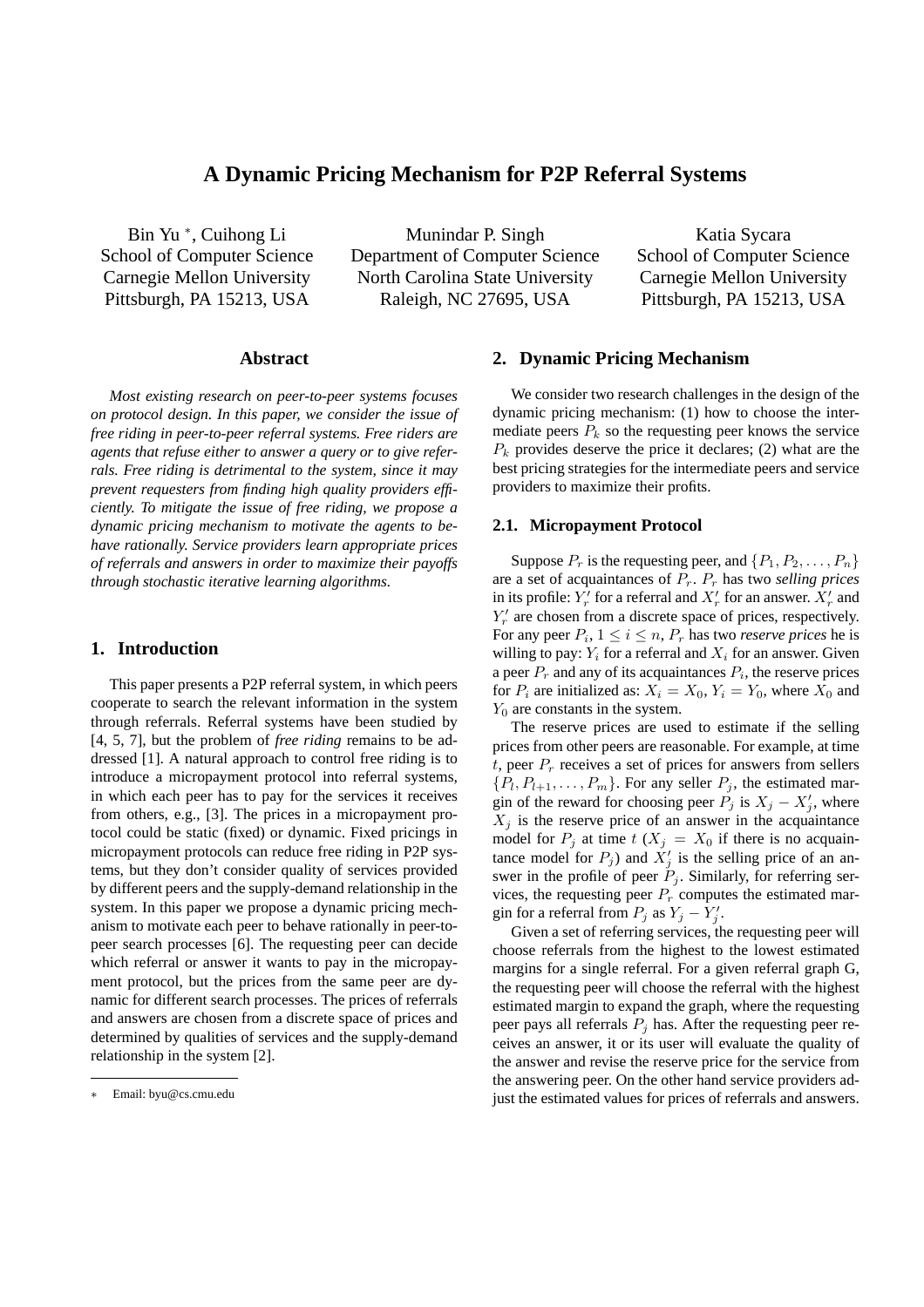# A Dynamic Pricing Mechanism for P2P Referral Systems

Bin Yu [*], Cuihong Li
School of Computer Science
Carnegie Mellon University
Pittsburgh, PA 15213, USA

Munindar P. Singh
Department of Computer Science
North Carolina State University
Raleigh, NC 27695, USA

Katia Sycara
School of Computer Science
Carnegie Mellon University
Pittsburgh, PA 15213, USA

### Abstract

*Most existing research on peer-to-peer systems focuses on protocol design. In this paper, we consider the issue of free riding in peer-to-peer referral systems. Free riders are agents that refuse either to answer a query or to give referrals. Free riding is detrimental to the system, since it may prevent requesters from finding high quality providers efficiently. To mitigate the issue of free riding, we propose a dynamic pricing mechanism to motivate the agents to behave rationally. Service providers learn appropriate prices of referrals and answers in order to maximize their payoffs through stochastic iterative learning algorithms.*

## 1. Introduction

This paper presents a P2P referral system, in which peers cooperate to search the relevant information in the system through referrals. Referral systems have been studied by [4, 5, 7], but the problem of *free riding* remains to be addressed [1]. A natural approach to control free riding is to introduce a micropayment protocol into referral systems, in which each peer has to pay for the services it receives from others, e.g., [3]. The prices in a micropayment protocol could be static (fixed) or dynamic. Fixed pricings in micropayment protocols can reduce free riding in P2P systems, but they don't consider quality of services provided by different peers and the supply-demand relationship in the system. In this paper we propose a dynamic pricing mechanism to motivate each peer to behave rationally in peer-to-peer search processes [6]. The requesting peer can decide which referral or answer it wants to pay in the micropayment protocol, but the prices from the same peer are dynamic for different search processes. The prices of referrals and answers are chosen from a discrete space of prices and determined by qualities of services and the supply-demand relationship in the system [2].

## 2. Dynamic Pricing Mechanism

We consider two research challenges in the design of the dynamic pricing mechanism: (1) how to choose the intermediate peers $P_k$ so the requesting peer knows the service $P_k$ provides deserve the price it declares; (2) what are the best pricing strategies for the intermediate peers and service providers to maximize their profits.

### 2.1. Micropayment Protocol

Suppose $P_r$ is the requesting peer, and $\{P_1, P_2, \ldots, P_n\}$ are a set of acquaintances of $P_r$. $P_r$ has two *selling prices* in its profile: $Y_r'$ for a referral and $X_r'$ for an answer. $X_r'$ and $Y_r'$ are chosen from a discrete space of prices, respectively. For any peer $P_i$, $1 \leq i \leq n$, $P_r$ has two *reserve prices* he is willing to pay: $Y_i$ for a referral and $X_i$ for an answer. Given a peer $P_r$ and any of its acquaintances $P_i$, the reserve prices for $P_i$ are initialized as: $X_i = X_0$, $Y_i = Y_0$, where $X_0$ and $Y_0$ are constants in the system.

The reserve prices are used to estimate if the selling prices from other peers are reasonable. For example, at time $t$, peer $P_r$ receives a set of prices for answers from sellers $\{P_l, P_{l+1}, \ldots, P_m\}$. For any seller $P_j$, the estimated margin of the reward for choosing peer $P_j$ is $X_j - X_j'$, where $X_j$ is the reserve price of an answer in the acquaintance model for $P_j$ at time $t$ ($X_j = X_0$ if there is no acquaintance model for $P_j$) and $X_j'$ is the selling price of an answer in the profile of peer $P_j$. Similarly, for referring services, the requesting peer $P_r$ computes the estimated margin for a referral from $P_j$ as $Y_j - Y_j'$.

Given a set of referring services, the requesting peer will choose referrals from the highest to the lowest estimated margins for a single referral. For a given referral graph G, the requesting peer will choose the referral with the highest estimated margin to expand the graph, where the requesting peer pays all referrals $P_j$ has. After the requesting peer receives an answer, it or its user will evaluate the quality of the answer and revise the reserve price for the service from the answering peer. On the other hand service providers adjust the estimated values for prices of referrals and answers.

---

[*] Email: byu@cs.cmu.edu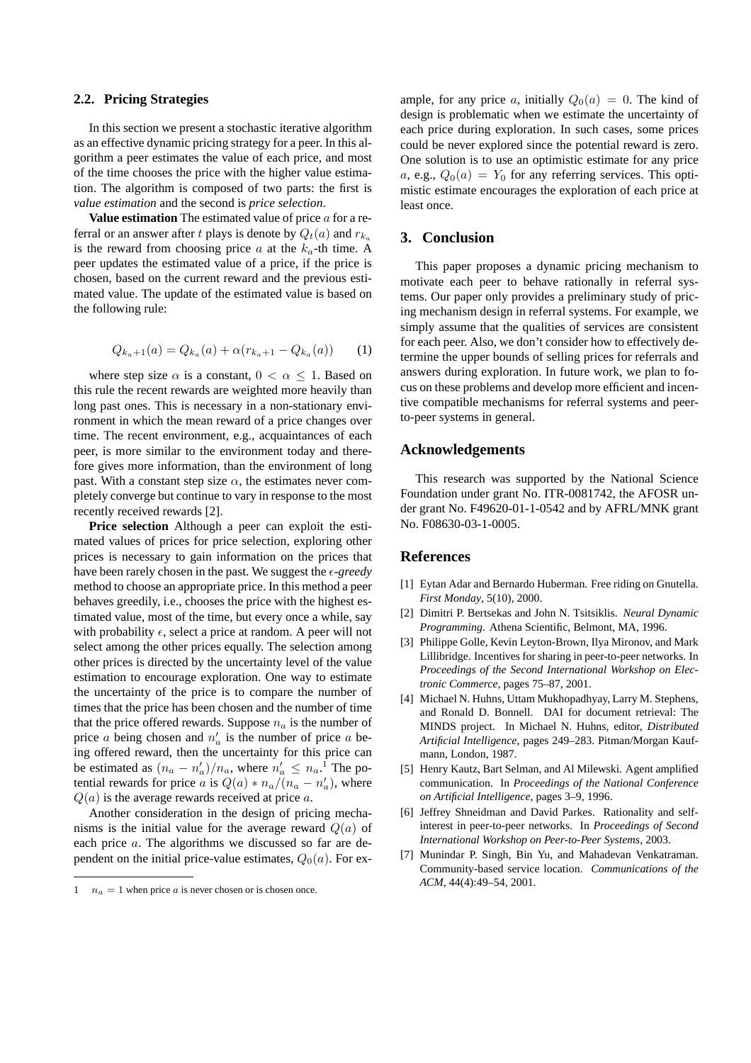## 2.2. Pricing Strategies

In this section we present a stochastic iterative algorithm as an effective dynamic pricing strategy for a peer. In this algorithm a peer estimates the value of each price, and most of the time chooses the price with the higher value estimation. The algorithm is composed of two parts: the first is *value estimation* and the second is *price selection*.

**Value estimation** The estimated value of price $a$ for a referral or an answer after $t$ plays is denote by $Q_t(a)$ and $r_{k_a}$ is the reward from choosing price $a$ at the $k_a$-th time. A peer updates the estimated value of a price, if the price is chosen, based on the current reward and the previous estimated value. The update of the estimated value is based on the following rule:

$$Q_{k_a+1}(a) = Q_{k_a}(a) + \alpha(r_{k_a+1} - Q_{k_a}(a)) \qquad (1)$$

where step size $\alpha$ is a constant, $0 < \alpha \leq 1$. Based on this rule the recent rewards are weighted more heavily than long past ones. This is necessary in a non-stationary environment in which the mean reward of a price changes over time. The recent environment, e.g., acquaintances of each peer, is more similar to the environment today and therefore gives more information, than the environment of long past. With a constant step size $\alpha$, the estimates never completely converge but continue to vary in response to the most recently received rewards [2].

**Price selection** Although a peer can exploit the estimated values of prices for price selection, exploring other prices is necessary to gain information on the prices that have been rarely chosen in the past. We suggest the *$\epsilon$-greedy* method to choose an appropriate price. In this method a peer behaves greedily, i.e., chooses the price with the highest estimated value, most of the time, but every once a while, say with probability $\epsilon$, select a price at random. A peer will not select among the other prices equally. The selection among other prices is directed by the uncertainty level of the value estimation to encourage exploration. One way to estimate the uncertainty of the price is to compare the number of times that the price has been chosen and the number of time that the price offered rewards. Suppose $n_a$ is the number of price $a$ being chosen and $n'_a$ is the number of price $a$ being offered reward, then the uncertainty for this price can be estimated as $(n_a - n'_a)/n_a$, where $n'_a \leq n_a$.[1] The potential rewards for price $a$ is $Q(a) * n_a/(n_a - n'_a)$, where $Q(a)$ is the average rewards received at price $a$.

Another consideration in the design of pricing mechanisms is the initial value for the average reward $Q(a)$ of each price $a$. The algorithms we discussed so far are dependent on the initial price-value estimates, $Q_0(a)$. For example, for any price $a$, initially $Q_0(a) = 0$. The kind of design is problematic when we estimate the uncertainty of each price during exploration. In such cases, some prices could be never explored since the potential reward is zero. One solution is to use an optimistic estimate for any price $a$, e.g., $Q_0(a) = Y_0$ for any referring services. This optimistic estimate encourages the exploration of each price at least once.

1 $n_a = 1$ when price $a$ is never chosen or is chosen once.

## 3. Conclusion

This paper proposes a dynamic pricing mechanism to motivate each peer to behave rationally in referral systems. Our paper only provides a preliminary study of pricing mechanism design in referral systems. For example, we simply assume that the qualities of services are consistent for each peer. Also, we don't consider how to effectively determine the upper bounds of selling prices for referrals and answers during exploration. In future work, we plan to focus on these problems and develop more efficient and incentive compatible mechanisms for referral systems and peer-to-peer systems in general.

## Acknowledgements

This research was supported by the National Science Foundation under grant No. ITR-0081742, the AFOSR under grant No. F49620-01-1-0542 and by AFRL/MNK grant No. F08630-03-1-0005.

## References

[1] Eytan Adar and Bernardo Huberman. Free riding on Gnutella. *First Monday*, 5(10), 2000.

[2] Dimitri P. Bertsekas and John N. Tsitsiklis. *Neural Dynamic Programming*. Athena Scientific, Belmont, MA, 1996.

[3] Philippe Golle, Kevin Leyton-Brown, Ilya Mironov, and Mark Lillibridge. Incentives for sharing in peer-to-peer networks. In *Proceedings of the Second International Workshop on Electronic Commerce*, pages 75–87, 2001.

[4] Michael N. Huhns, Uttam Mukhopadhyay, Larry M. Stephens, and Ronald D. Bonnell. DAI for document retrieval: The MINDS project. In Michael N. Huhns, editor, *Distributed Artificial Intelligence*, pages 249–283. Pitman/Morgan Kaufmann, London, 1987.

[5] Henry Kautz, Bart Selman, and Al Milewski. Agent amplified communication. In *Proceedings of the National Conference on Artificial Intelligence*, pages 3–9, 1996.

[6] Jeffrey Shneidman and David Parkes. Rationality and self-interest in peer-to-peer networks. In *Proceedings of Second International Workshop on Peer-to-Peer Systems*, 2003.

[7] Munindar P. Singh, Bin Yu, and Mahadevan Venkatraman. Community-based service location. *Communications of the ACM*, 44(4):49–54, 2001.